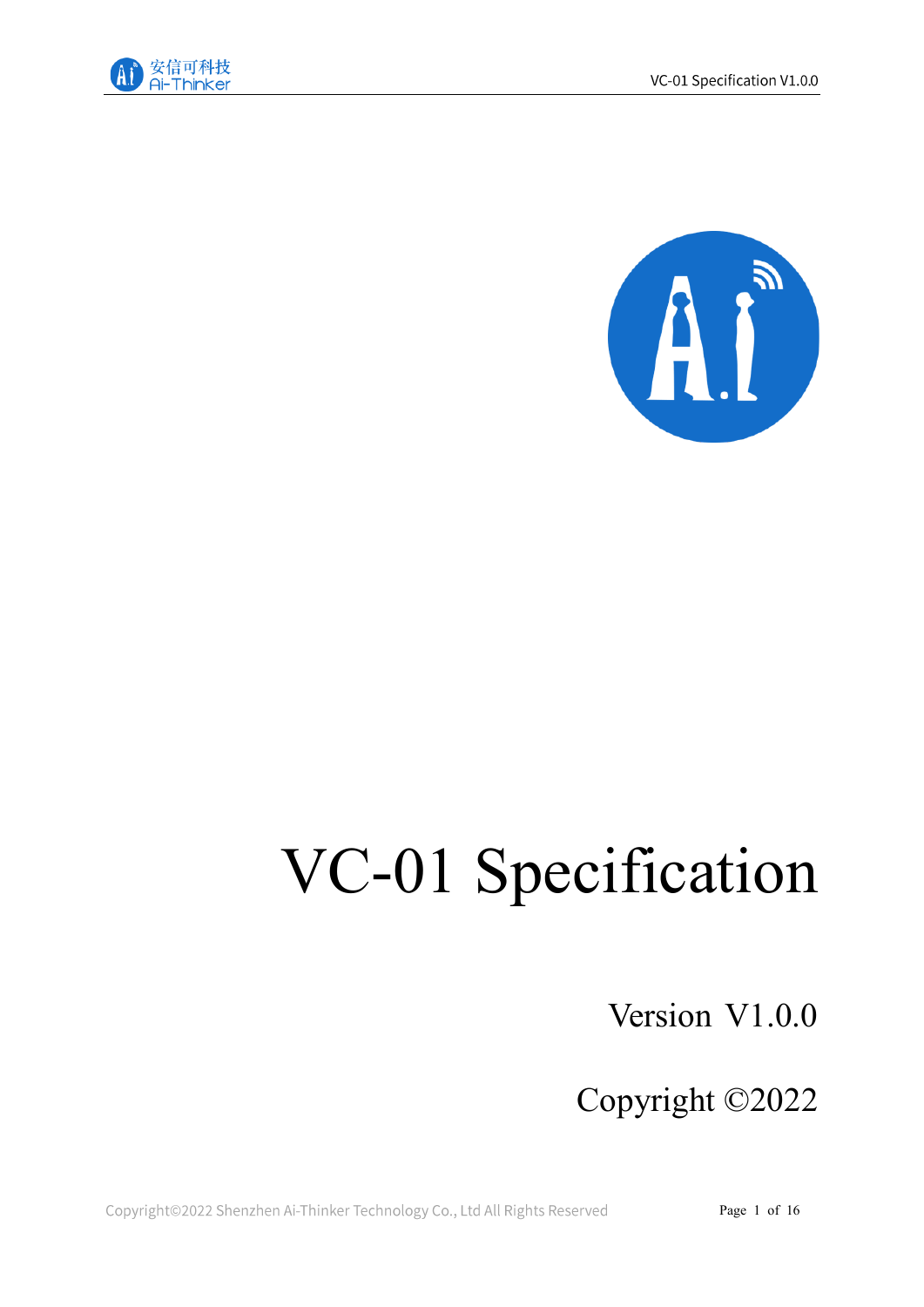# VC-01 Specification

Version V1.0.0

Copyright ©2022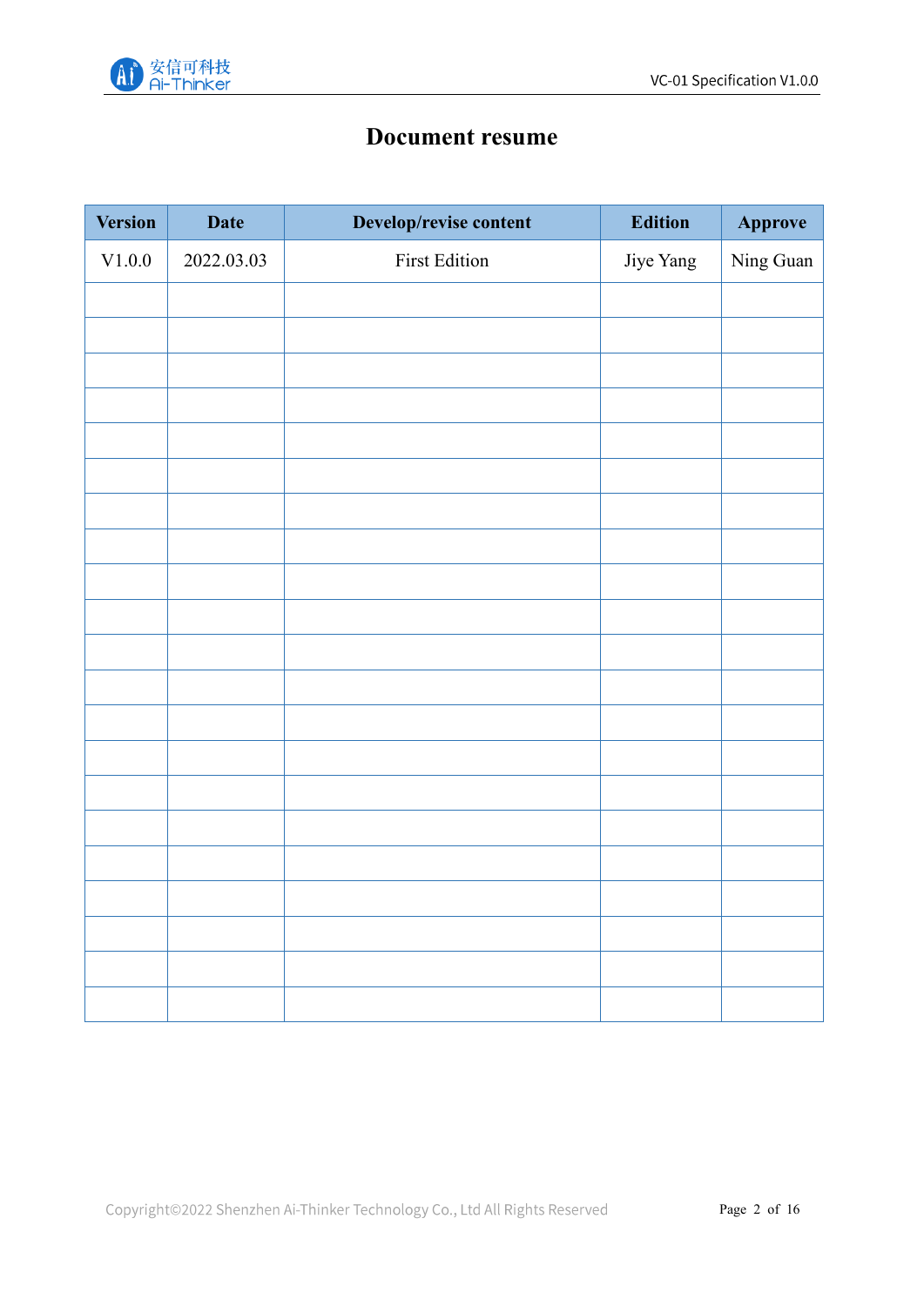# Document resume

| Version | Date | Develop/revise content | Edition | Approve |
|---|---|---|---|---|
| V1.0.0 | 2022.03.03 | First Edition | Jiye Yang | Ning Guan |
| | | | | |
| | | | | |
| | | | | |
| | | | | |
| | | | | |
| | | | | |
| | | | | |
| | | | | |
| | | | | |
| | | | | |
| | | | | |
| | | | | |
| | | | | |
| | | | | |
| | | | | |
| | | | | |
| | | | | |
| | | | | |
| | | | | |
| | | | | |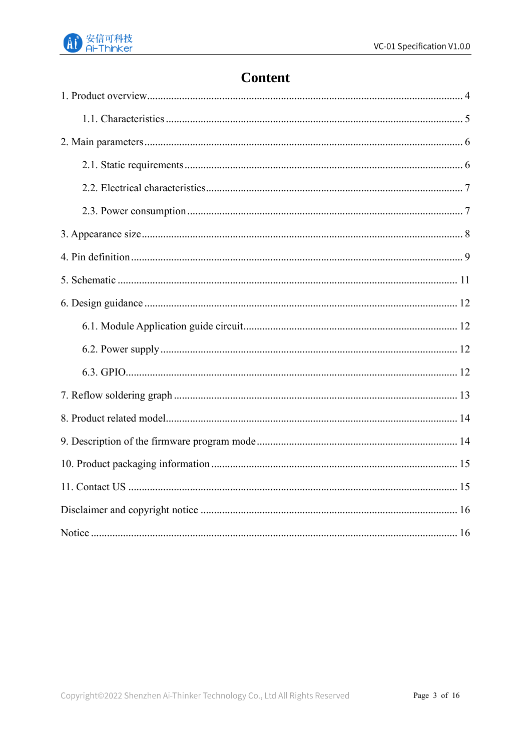# Content

1. Product overview ........................................................................................................ 4
    - 1.1. Characteristics ................................................................................................ 5
2. Main parameters ........................................................................................................ 6
    - 2.1. Static requirements .......................................................................................... 6
    - 2.2. Electrical characteristics .................................................................................. 7
    - 2.3. Power consumption ......................................................................................... 7
3. Appearance size .......................................................................................................... 8
4. Pin definition .............................................................................................................. 9
5. Schematic ................................................................................................................. 11
6. Design guidance ........................................................................................................ 12
    - 6.1. Module Application guide circuit ................................................................... 12
    - 6.2. Power supply ................................................................................................. 12
    - 6.3. GPIO .............................................................................................................. 12
7. Reflow soldering graph ............................................................................................. 13
8. Product related model ................................................................................................ 14
9. Description of the firmware program mode .............................................................. 14
10. Product packaging information ............................................................................... 15
11. Contact US ............................................................................................................. 15

Disclaimer and copyright notice .................................................................................. 16

Notice .......................................................................................................................... 16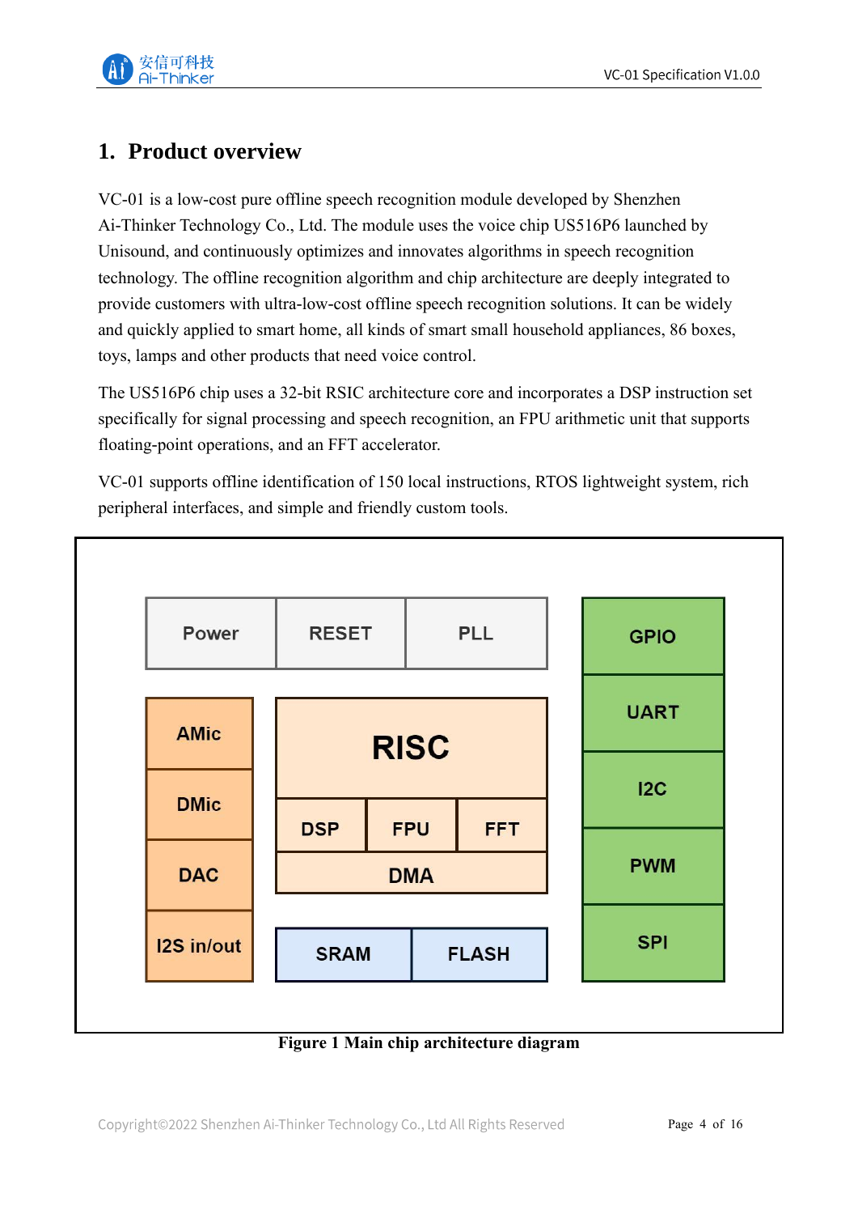# 1. Product overview

VC-01 is a low-cost pure offline speech recognition module developed by Shenzhen Ai-Thinker Technology Co., Ltd. The module uses the voice chip US516P6 launched by Unisound, and continuously optimizes and innovates algorithms in speech recognition technology. The offline recognition algorithm and chip architecture are deeply integrated to provide customers with ultra-low-cost offline speech recognition solutions. It can be widely and quickly applied to smart home, all kinds of smart small household appliances, 86 boxes, toys, lamps and other products that need voice control.

The US516P6 chip uses a 32-bit RSIC architecture core and incorporates a DSP instruction set specifically for signal processing and speech recognition, an FPU arithmetic unit that supports floating-point operations, and an FFT accelerator.

VC-01 supports offline identification of 150 local instructions, RTOS lightweight system, rich peripheral interfaces, and simple and friendly custom tools.

Power
RESET
PLL
AMic
DMic
DAC
I2S in/out
RISC
DSP
FPU
FFT
DMA
SRAM
FLASH
GPIO
UART
I2C
PWM
SPI

**Figure 1 Main chip architecture diagram**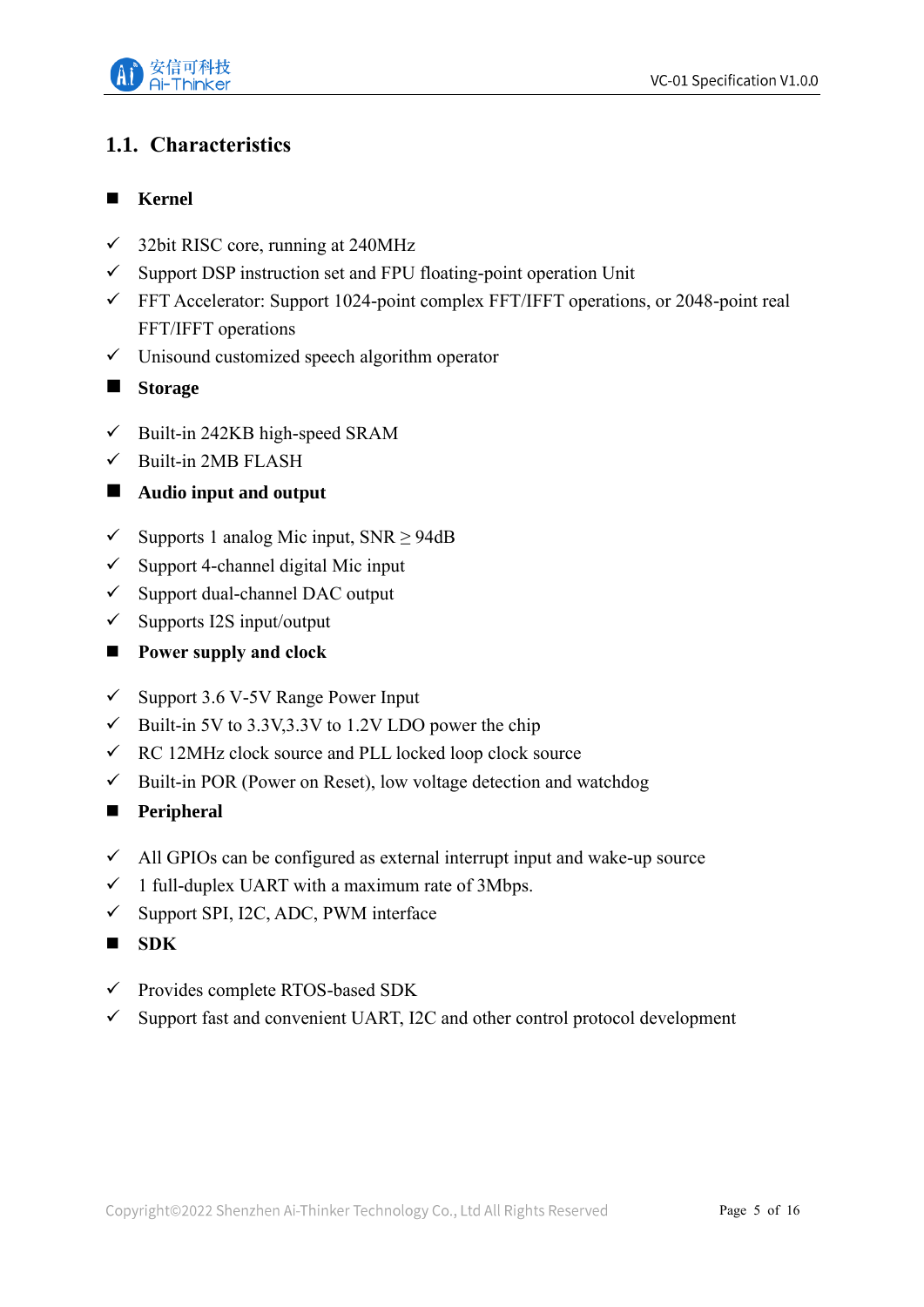## 1.1. Characteristics

- **Kernel**

- ✓ 32bit RISC core, running at 240MHz
- ✓ Support DSP instruction set and FPU floating-point operation Unit
- ✓ FFT Accelerator: Support 1024-point complex FFT/IFFT operations, or 2048-point real FFT/IFFT operations
- ✓ Unisound customized speech algorithm operator

- **Storage**

- ✓ Built-in 242KB high-speed SRAM
- ✓ Built-in 2MB FLASH

- **Audio input and output**

- ✓ Supports 1 analog Mic input, SNR $\geq$ 94dB
- ✓ Support 4-channel digital Mic input
- ✓ Support dual-channel DAC output
- ✓ Supports I2S input/output

- **Power supply and clock**

- ✓ Support 3.6 V-5V Range Power Input
- ✓ Built-in 5V to 3.3V,3.3V to 1.2V LDO power the chip
- ✓ RC 12MHz clock source and PLL locked loop clock source
- ✓ Built-in POR (Power on Reset), low voltage detection and watchdog

- **Peripheral**

- ✓ All GPIOs can be configured as external interrupt input and wake-up source
- ✓ 1 full-duplex UART with a maximum rate of 3Mbps.
- ✓ Support SPI, I2C, ADC, PWM interface

- **SDK**

- ✓ Provides complete RTOS-based SDK
- ✓ Support fast and convenient UART, I2C and other control protocol development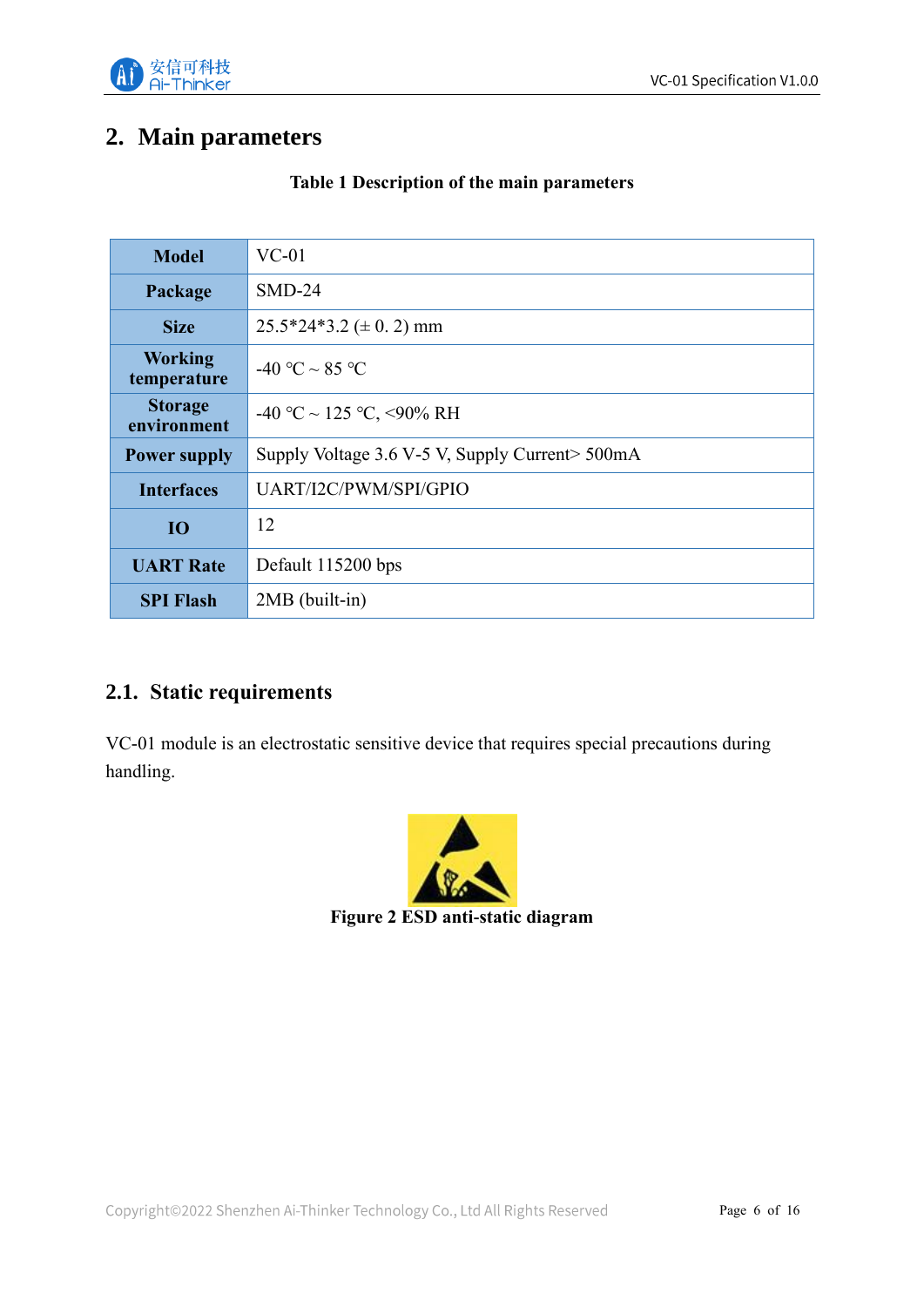## 2. Main parameters

**Table 1 Description of the main parameters**

| | |
|---|---|
| **Model** | VC-01 |
| **Package** | SMD-24 |
| **Size** | 25.5*24*3.2 (± 0. 2) mm |
| **Working temperature** | -40 ℃ ~ 85 ℃ |
| **Storage environment** | -40 ℃ ~ 125 ℃, <90% RH |
| **Power supply** | Supply Voltage 3.6 V-5 V, Supply Current> 500mA |
| **Interfaces** | UART/I2C/PWM/SPI/GPIO |
| **IO** | 12 |
| **UART Rate** | Default 115200 bps |
| **SPI Flash** | 2MB (built-in) |

### 2.1. Static requirements

VC-01 module is an electrostatic sensitive device that requires special precautions during handling.

**Figure 2 ESD anti-static diagram**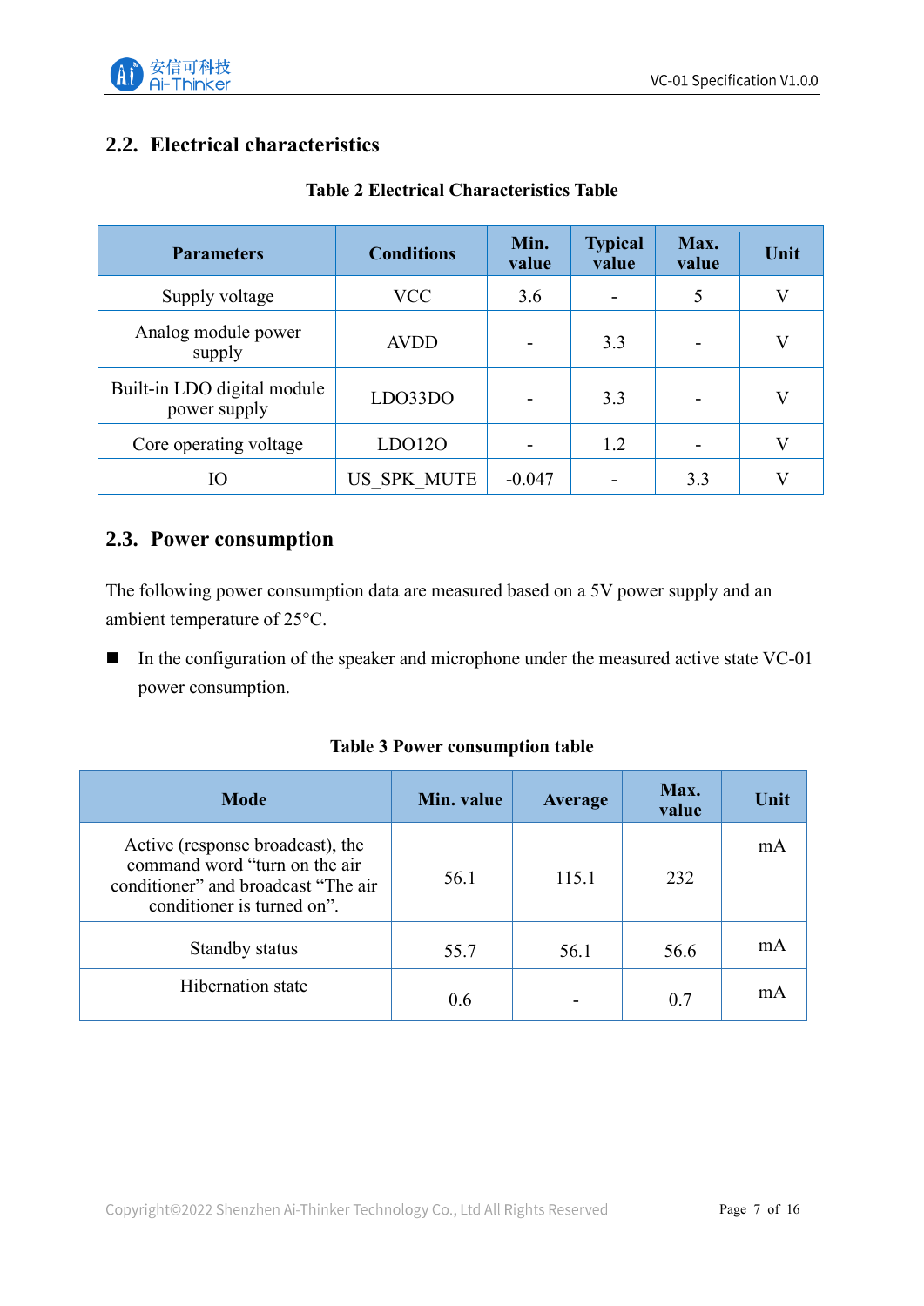## 2.2. Electrical characteristics

**Table 2 Electrical Characteristics Table**

| Parameters | Conditions | Min. value | Typical value | Max. value | Unit |
|---|---|---|---|---|---|
| Supply voltage | VCC | 3.6 | - | 5 | V |
| Analog module power supply | AVDD | - | 3.3 | - | V |
| Built-in LDO digital module power supply | LDO33DO | - | 3.3 | - | V |
| Core operating voltage | LDO12O | - | 1.2 | - | V |
| IO | US_SPK_MUTE | -0.047 | - | 3.3 | V |

## 2.3. Power consumption

The following power consumption data are measured based on a 5V power supply and an ambient temperature of 25°C.

- In the configuration of the speaker and microphone under the measured active state VC-01 power consumption.

**Table 3 Power consumption table**

| Mode | Min. value | Average | Max. value | Unit |
|---|---|---|---|---|
| Active (response broadcast), the command word “turn on the air conditioner” and broadcast “The air conditioner is turned on”. | 56.1 | 115.1 | 232 | mA |
| Standby status | 55.7 | 56.1 | 56.6 | mA |
| Hibernation state | 0.6 | - | 0.7 | mA |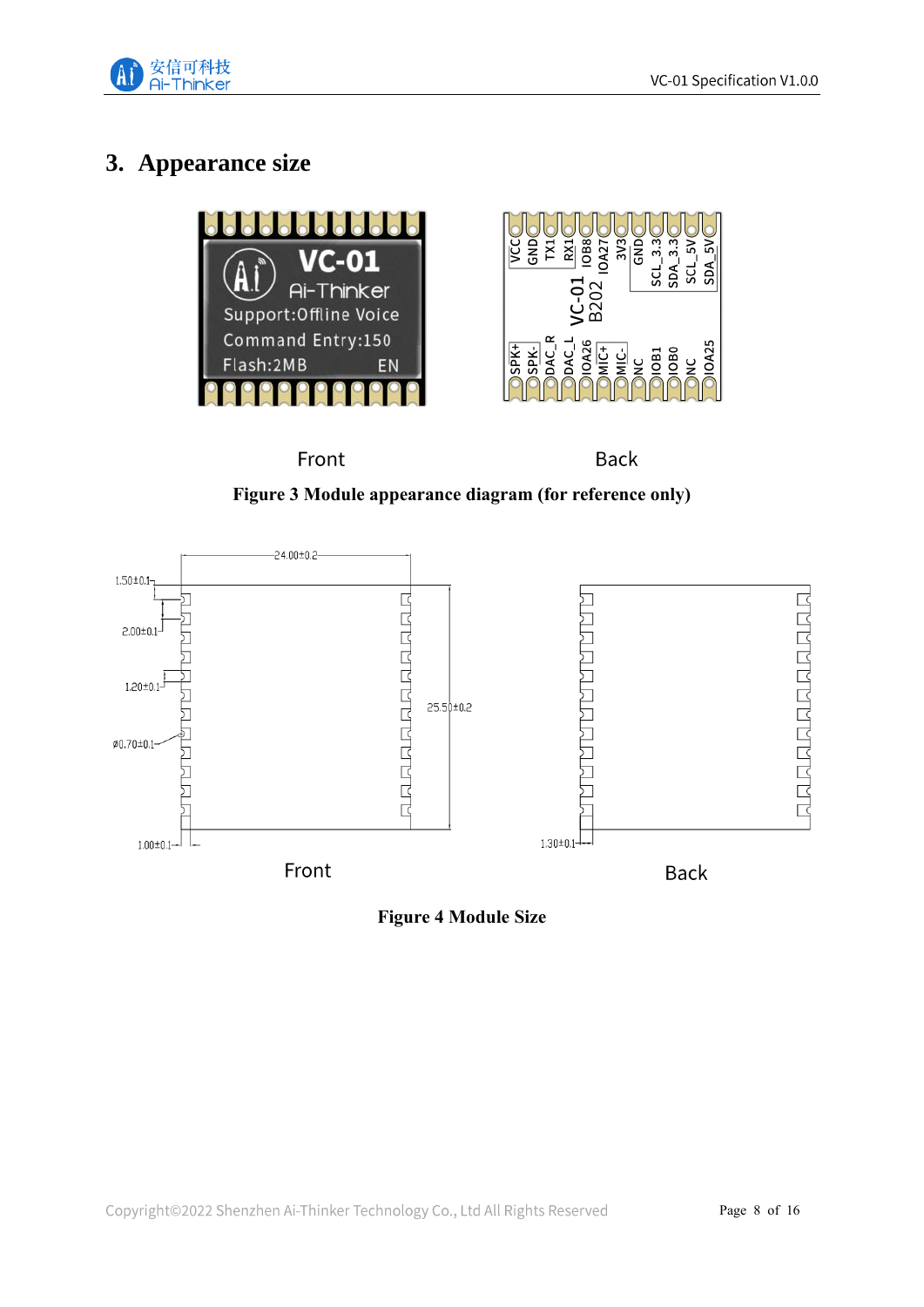# 3. Appearance size

Front

Back

**Figure 3 Module appearance diagram (for reference only)**

24.00±0.2
1.50±0.1
2.00±0.1
1.20±0.1
ø0.70±0.1
25.50±0.2
1.00±0.1
1.30±0.1

Front

Back

**Figure 4 Module Size**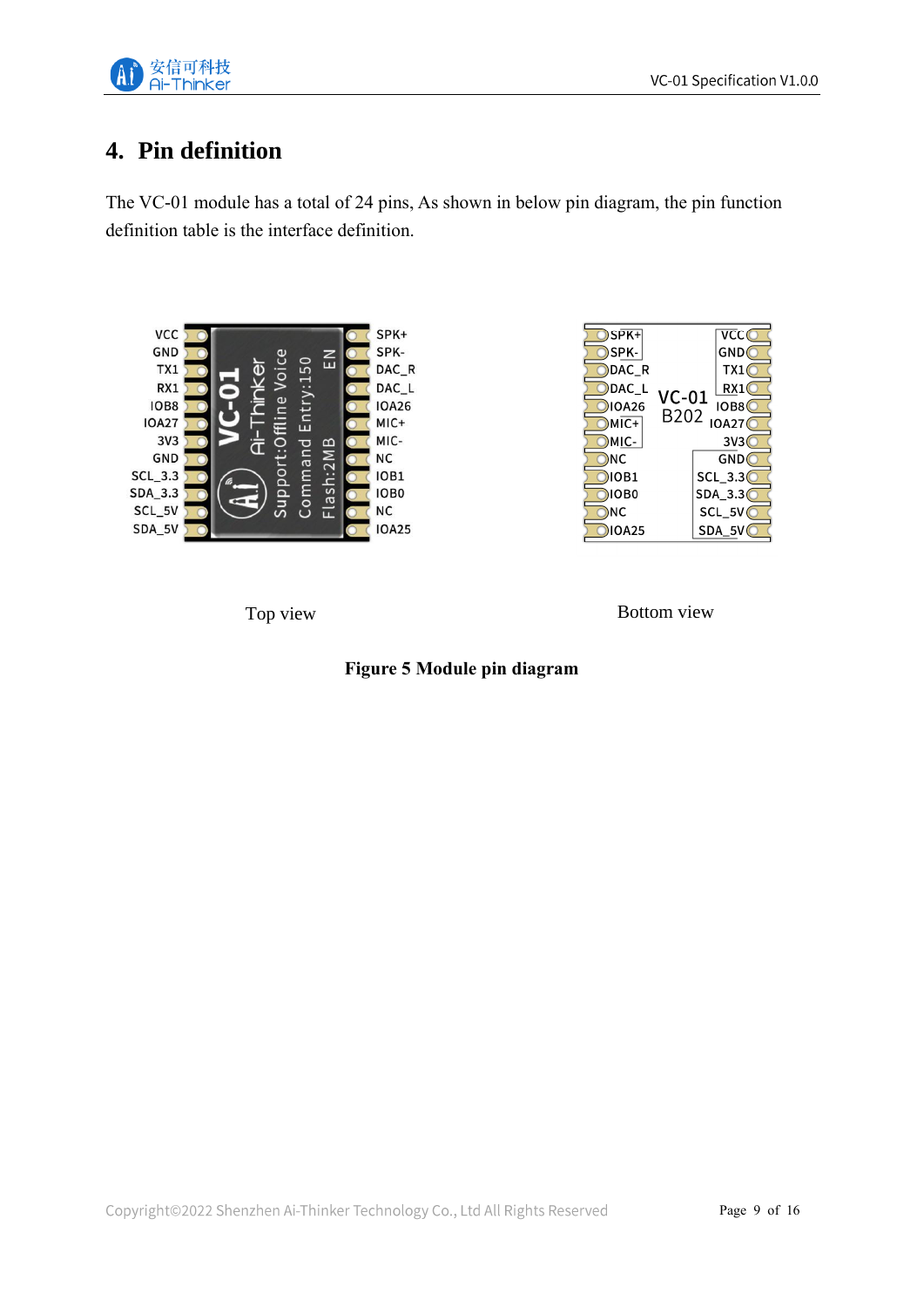# 4. Pin definition

The VC-01 module has a total of 24 pins, As shown in below pin diagram, the pin function definition table is the interface definition.

VCC
GND
TX1
RX1
IOB8
IOA27
3V3
GND
SCL_3.3
SDA_3.3
SCL_5V
SDA_5V

VC-01
Ai-Thinker
Support:Offline Voice
Command Entry:150
Flash:2MB
EN

SPK+
SPK-
DAC_R
DAC_L
IOA26
MIC+
MIC-
NC
IOB1
IOB0
NC
IOA25

Top view

SPK+
SPK-
DAC_R
DAC_L
IOA26
MIC+
MIC-
NC
IOB1
IOB0
NC
IOA25

VC-01
B202

VCC
GND
TX1
RX1
IOB8
IOA27
3V3
GND
SCL_3.3
SDA_3.3
SCL_5V
SDA_5V

Bottom view

**Figure 5 Module pin diagram**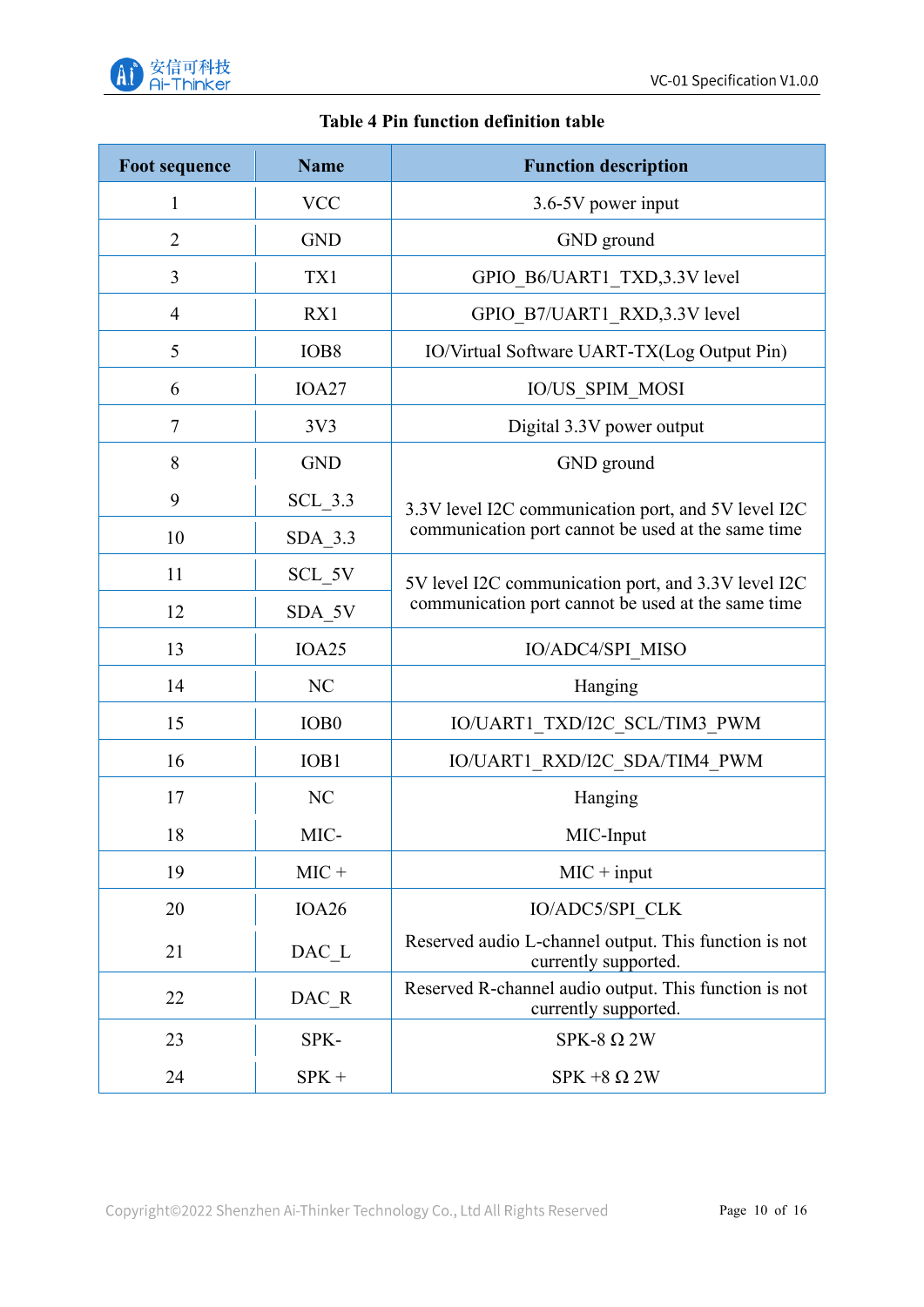**Table 4 Pin function definition table**

| Foot sequence | Name | Function description |
|---|---|---|
| 1 | VCC | 3.6-5V power input |
| 2 | GND | GND ground |
| 3 | TX1 | GPIO_B6/UART1_TXD,3.3V level |
| 4 | RX1 | GPIO_B7/UART1_RXD,3.3V level |
| 5 | IOB8 | IO/Virtual Software UART-TX(Log Output Pin) |
| 6 | IOA27 | IO/US_SPIM_MOSI |
| 7 | 3V3 | Digital 3.3V power output |
| 8 | GND | GND ground |
| 9 | SCL_3.3 | 3.3V level I2C communication port, and 5V level I2C communication port cannot be used at the same time |
| 10 | SDA_3.3 | |
| 11 | SCL_5V | 5V level I2C communication port, and 3.3V level I2C communication port cannot be used at the same time |
| 12 | SDA_5V | |
| 13 | IOA25 | IO/ADC4/SPI_MISO |
| 14 | NC | Hanging |
| 15 | IOB0 | IO/UART1_TXD/I2C_SCL/TIM3_PWM |
| 16 | IOB1 | IO/UART1_RXD/I2C_SDA/TIM4_PWM |
| 17 | NC | Hanging |
| 18 | MIC- | MIC-Input |
| 19 | MIC + | MIC + input |
| 20 | IOA26 | IO/ADC5/SPI_CLK |
| 21 | DAC_L | Reserved audio L-channel output. This function is not currently supported. |
| 22 | DAC_R | Reserved R-channel audio output. This function is not currently supported. |
| 23 | SPK- | SPK-8 Ω 2W |
| 24 | SPK + | SPK +8 Ω 2W |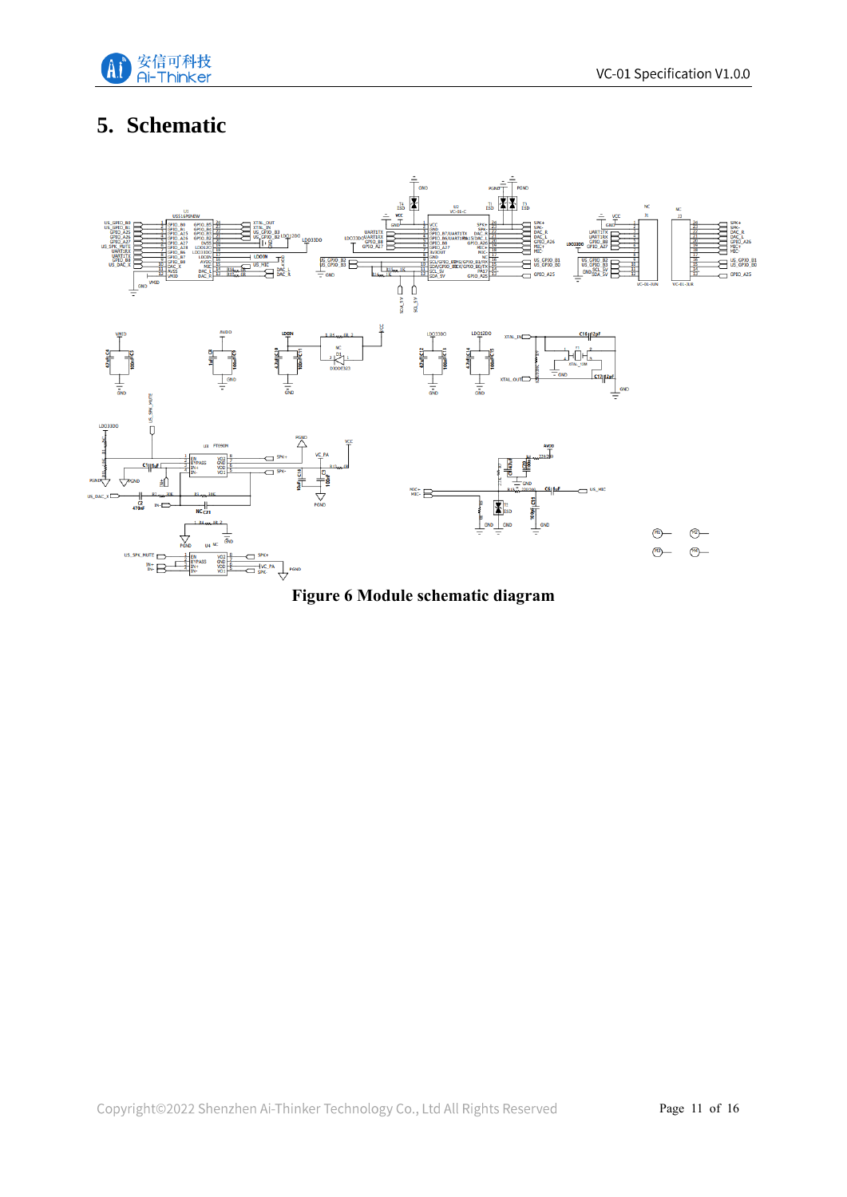# 5. Schematic

**Figure 6 Module schematic diagram**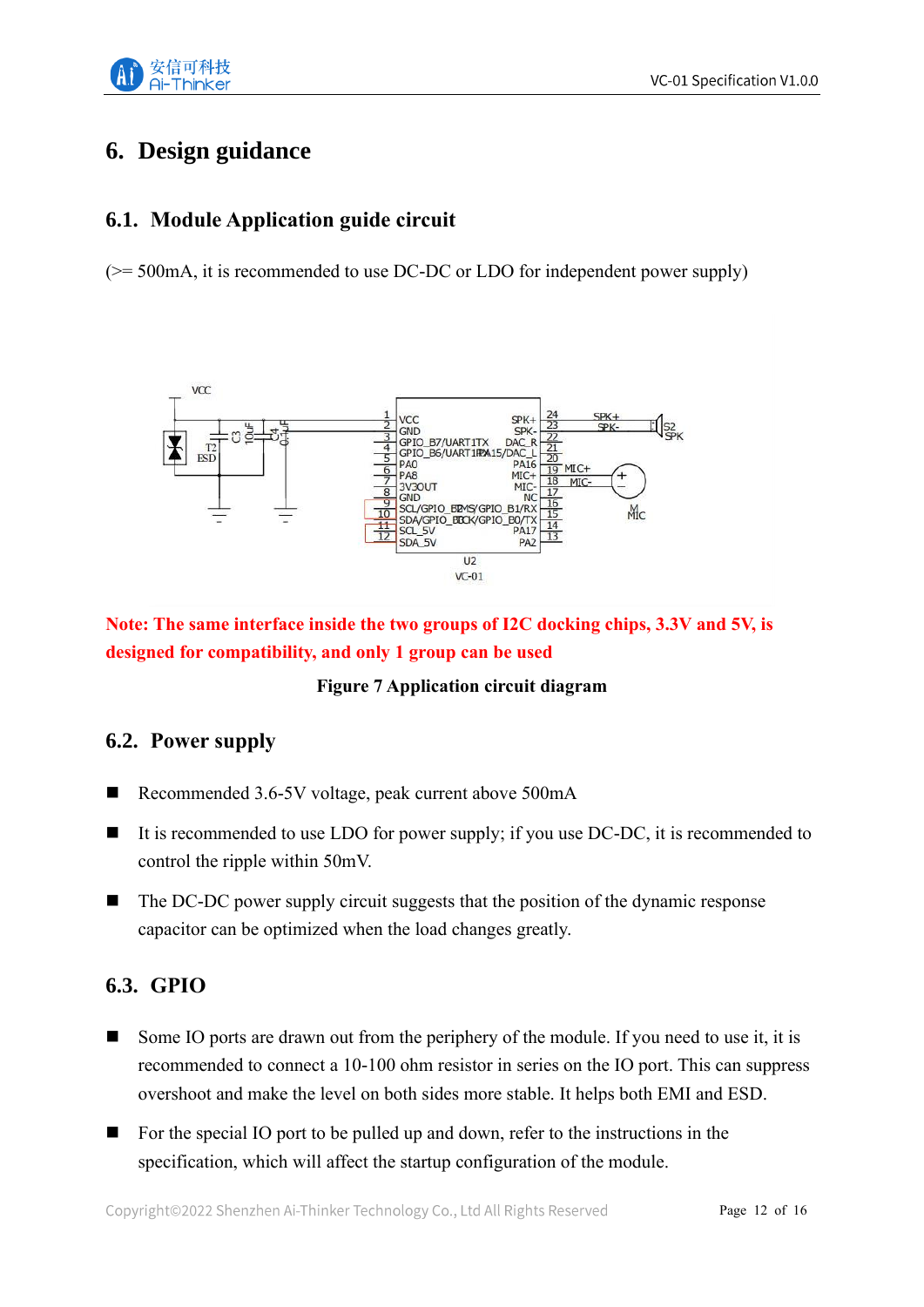# 6. Design guidance

## 6.1. Module Application guide circuit

(>= 500mA, it is recommended to use DC-DC or LDO for independent power supply)

**Note: The same interface inside the two groups of I2C docking chips, 3.3V and 5V, is designed for compatibility, and only 1 group can be used**

**Figure 7 Application circuit diagram**

## 6.2. Power supply

- Recommended 3.6-5V voltage, peak current above 500mA
- It is recommended to use LDO for power supply; if you use DC-DC, it is recommended to control the ripple within 50mV.
- The DC-DC power supply circuit suggests that the position of the dynamic response capacitor can be optimized when the load changes greatly.

## 6.3. GPIO

- Some IO ports are drawn out from the periphery of the module. If you need to use it, it is recommended to connect a 10-100 ohm resistor in series on the IO port. This can suppress overshoot and make the level on both sides more stable. It helps both EMI and ESD.
- For the special IO port to be pulled up and down, refer to the instructions in the specification, which will affect the startup configuration of the module.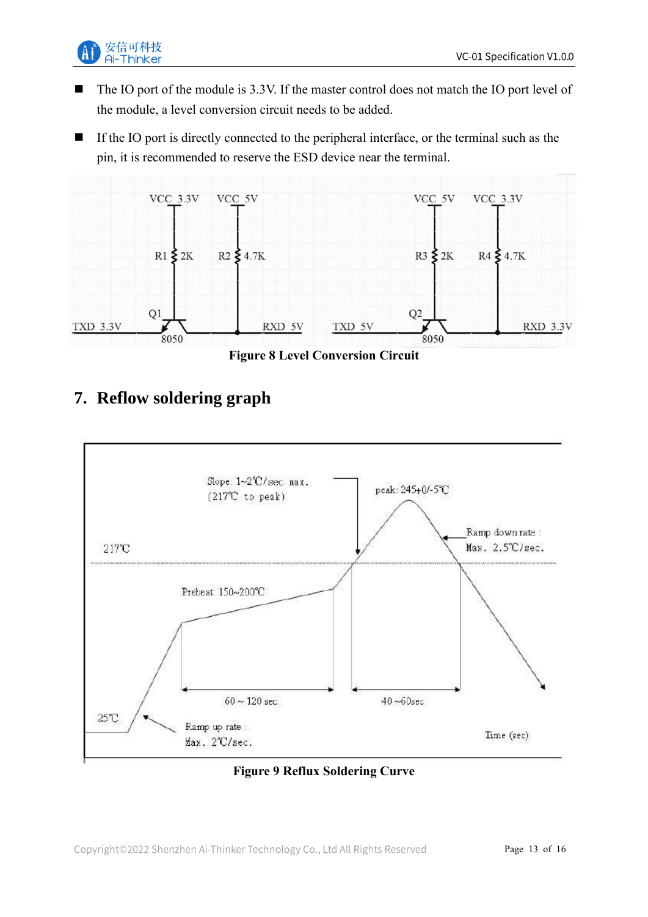- The IO port of the module is 3.3V. If the master control does not match the IO port level of the module, a level conversion circuit needs to be added.
- If the IO port is directly connected to the peripheral interface, or the terminal such as the pin, it is recommended to reserve the ESD device near the terminal.

VCC_3.3V
VCC_5V
R1 2K
R2 4.7K
Q1
8050
TXD_3.3V
RXD_5V

VCC_5V
VCC_3.3V
R3 2K
R4 4.7K
Q2
8050
TXD_5V
RXD_3.3V

**Figure 8 Level Conversion Circuit**

## 7. Reflow soldering graph

Slope: 1~2℃/sec max.
(217℃ to peak)
peak: 245+0/-5℃
Ramp down rate:
Max. 2.5℃/sec.
217℃
Preheat: 150~200℃
60 ~ 120 sec
40 ~60sec
25℃
Ramp up rate:
Max. 2℃/sec.
Time (sec)

**Figure 9 Reflux Soldering Curve**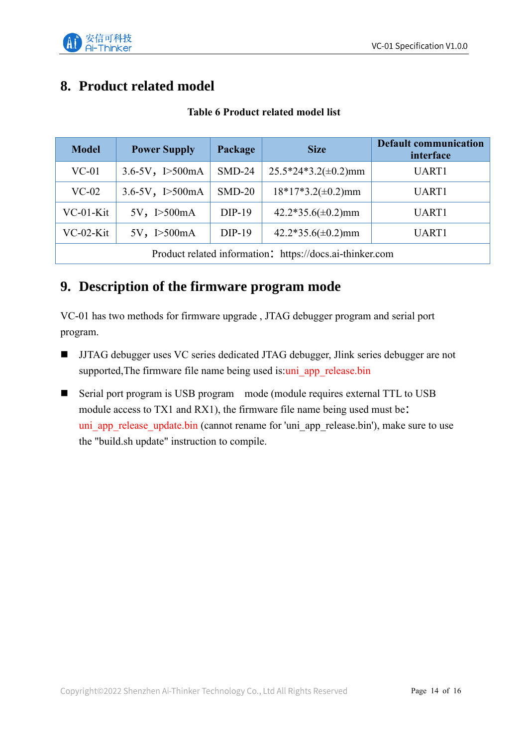## 8. Product related model

**Table 6 Product related model list**

| Model | Power Supply | Package | Size | Default communication interface |
|---|---|---|---|---|
| VC-01 | 3.6-5V，I>500mA | SMD-24 | 25.5*24*3.2(±0.2)mm | UART1 |
| VC-02 | 3.6-5V，I>500mA | SMD-20 | 18*17*3.2(±0.2)mm | UART1 |
| VC-01-Kit | 5V，I>500mA | DIP-19 | 42.2*35.6(±0.2)mm | UART1 |
| VC-02-Kit | 5V，I>500mA | DIP-19 | 42.2*35.6(±0.2)mm | UART1 |
| Product related information：https://docs.ai-thinker.com | | | | |

## 9. Description of the firmware program mode

VC-01 has two methods for firmware upgrade , JTAG debugger program and serial port program.

- JJTAG debugger uses VC series dedicated JTAG debugger, Jlink series debugger are not supported,The firmware file name being used is:uni_app_release.bin
- Serial port program is USB program mode (module requires external TTL to USB module access to TX1 and RX1), the firmware file name being used must be： uni_app_release_update.bin (cannot rename for 'uni_app_release.bin'), make sure to use the "build.sh update" instruction to compile.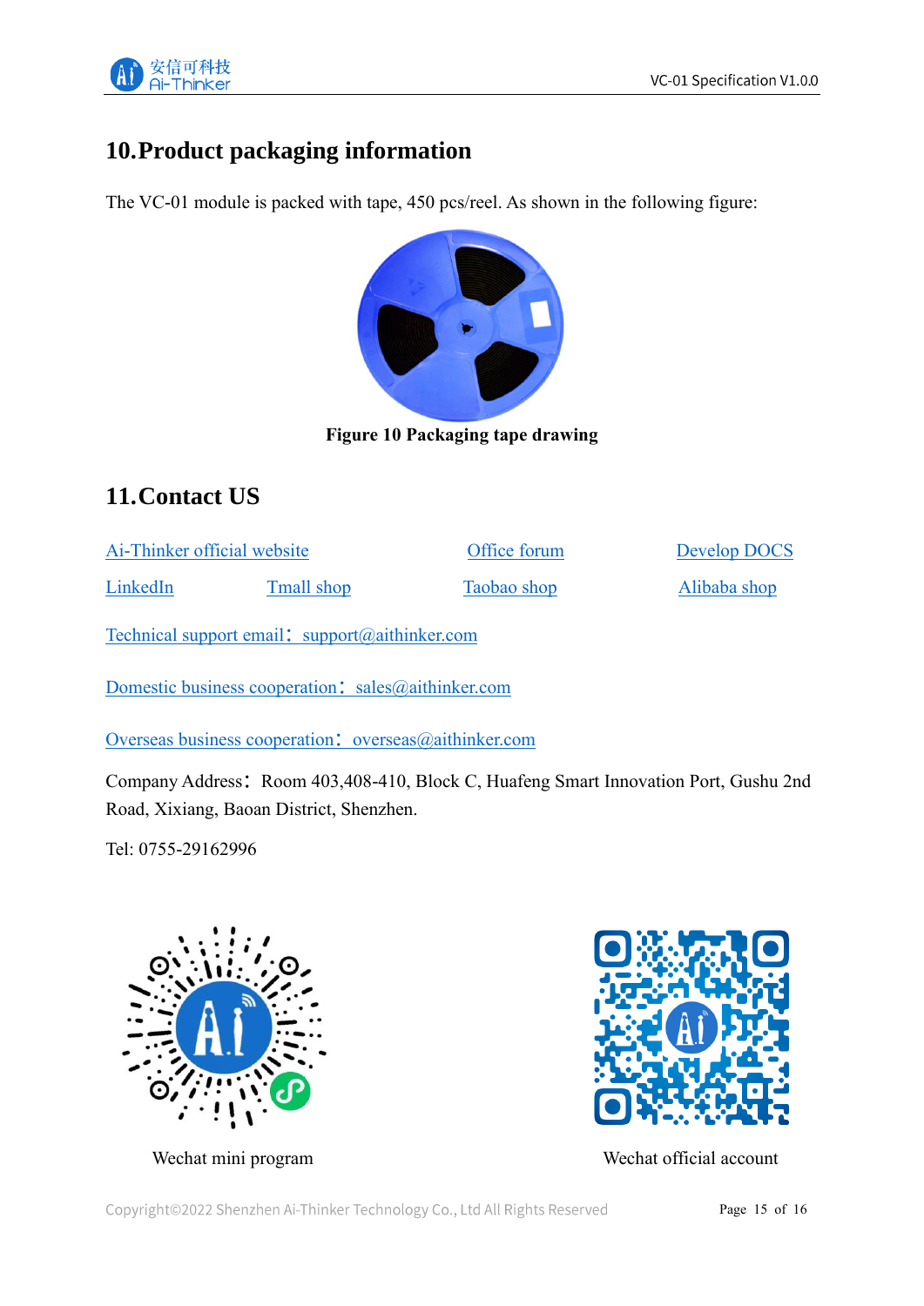# 10.Product packaging information

The VC-01 module is packed with tape, 450 pcs/reel. As shown in the following figure:

**Figure 10 Packaging tape drawing**

# 11.Contact US

Ai-Thinker official website    Office forum    Develop DOCS

LinkedIn    Tmall shop    Taobao shop    Alibaba shop

Technical support email： support@aithinker.com

Domestic business cooperation： sales@aithinker.com

Overseas business cooperation： overseas@aithinker.com

Company Address： Room 403,408-410, Block C, Huafeng Smart Innovation Port, Gushu 2nd Road, Xixiang, Baoan District, Shenzhen.

Tel: 0755-29162996

Wechat mini program

Wechat official account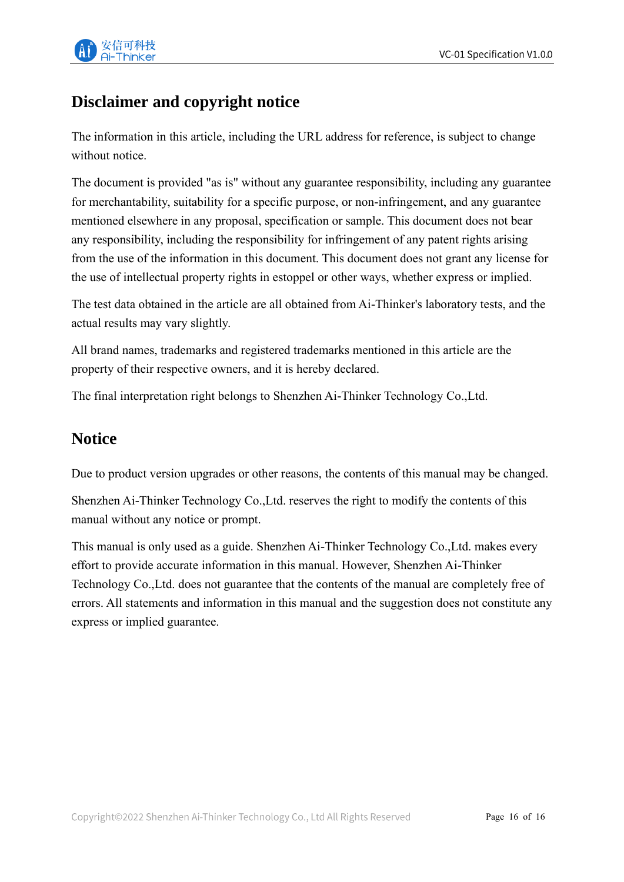# Disclaimer and copyright notice

The information in this article, including the URL address for reference, is subject to change without notice.

The document is provided "as is" without any guarantee responsibility, including any guarantee for merchantability, suitability for a specific purpose, or non-infringement, and any guarantee mentioned elsewhere in any proposal, specification or sample. This document does not bear any responsibility, including the responsibility for infringement of any patent rights arising from the use of the information in this document. This document does not grant any license for the use of intellectual property rights in estoppel or other ways, whether express or implied.

The test data obtained in the article are all obtained from Ai-Thinker's laboratory tests, and the actual results may vary slightly.

All brand names, trademarks and registered trademarks mentioned in this article are the property of their respective owners, and it is hereby declared.

The final interpretation right belongs to Shenzhen Ai-Thinker Technology Co.,Ltd.

# Notice

Due to product version upgrades or other reasons, the contents of this manual may be changed.

Shenzhen Ai-Thinker Technology Co.,Ltd. reserves the right to modify the contents of this manual without any notice or prompt.

This manual is only used as a guide. Shenzhen Ai-Thinker Technology Co.,Ltd. makes every effort to provide accurate information in this manual. However, Shenzhen Ai-Thinker Technology Co.,Ltd. does not guarantee that the contents of the manual are completely free of errors. All statements and information in this manual and the suggestion does not constitute any express or implied guarantee.